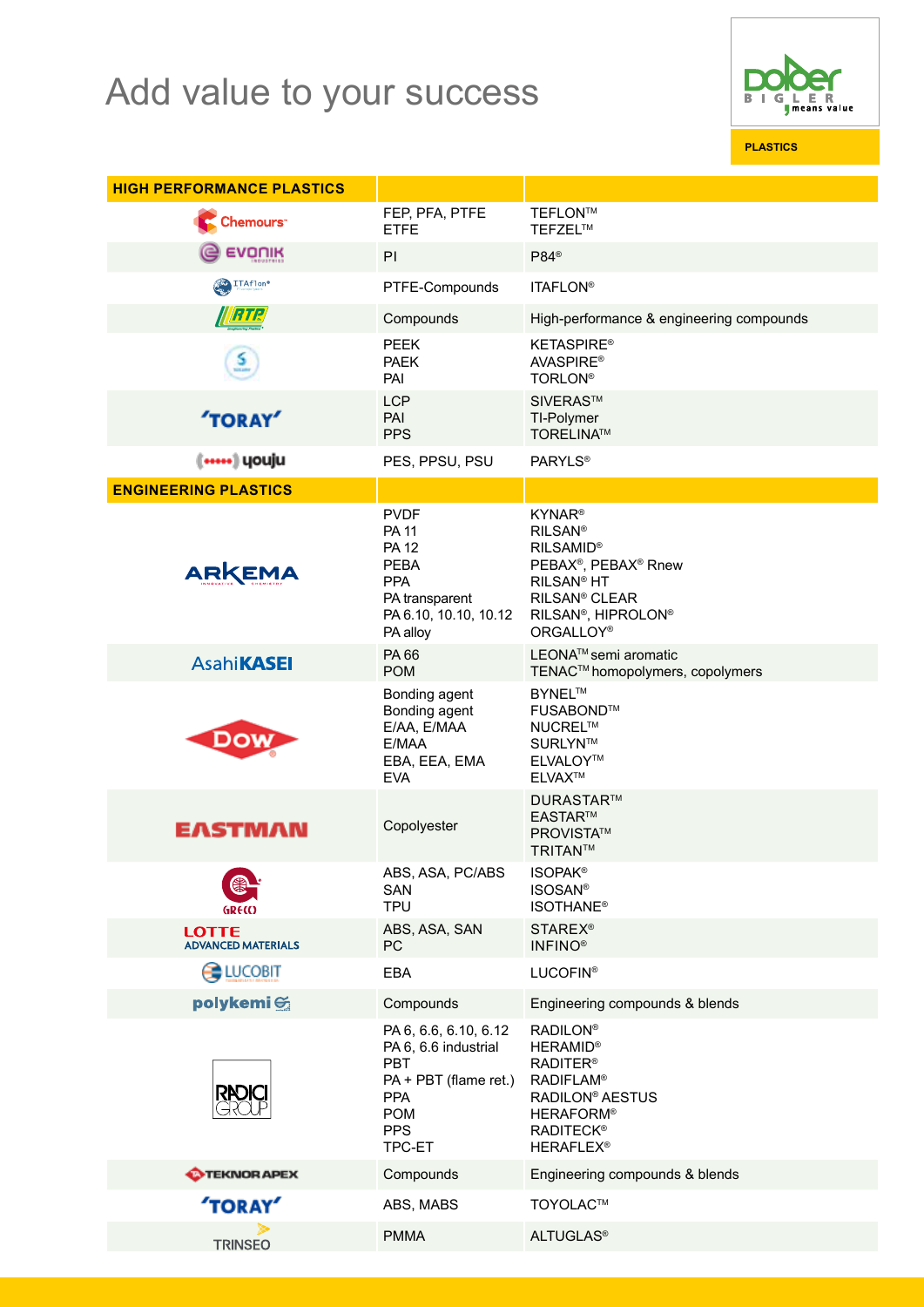# Add value to your success

Dolder BIGLER means value

PLASTICS

| HIGH PERFORMANCE PLASTICS | | |
|---|---|---|
| Chemours | FEP, PFA, PTFE<br>ETFE | TEFLON™<br>TEFZEL™ |
| EVONIK | PI | P84® |
| ITAFlon | PTFE-Compounds | ITAFLON® |
| RTP | Compounds | High-performance & engineering compounds |
| Solvay | PEEK<br>PAEK<br>PAI | KETASPIRE®<br>AVASPIRE®<br>TORLON® |
| TORAY | LCP<br>PAI<br>PPS | SIVERAS™<br>TI-Polymer<br>TORELINA™ |
| youju | PES, PPSU, PSU | PARYLS® |
| **ENGINEERING PLASTICS** | | |
| ARKEMA | PVDF<br>PA 11<br>PA 12<br>PEBA<br>PPA<br>PA transparent<br>PA 6.10, 10.10, 10.12<br>PA alloy | KYNAR®<br>RILSAN®<br>RILSAMID®<br>PEBAX®, PEBAX® Rnew<br>RILSAN® HT<br>RILSAN® CLEAR<br>RILSAN®, HIPROLON®<br>ORGALLOY® |
| AsahiKASEI | PA 66<br>POM | LEONA™ semi aromatic<br>TENAC™ homopolymers, copolymers |
| DOW | Bonding agent<br>Bonding agent<br>E/AA, E/MAA<br>E/MAA<br>EBA, EEA, EMA<br>EVA | BYNEL™<br>FUSABOND™<br>NUCREL™<br>SURLYN™<br>ELVALOY™<br>ELVAX™ |
| EASTMAN | Copolyester | DURASTAR™<br>EASTAR™<br>PROVISTA™<br>TRITAN™ |
| GRECO | ABS, ASA, PC/ABS<br>SAN<br>TPU | ISOPAK®<br>ISOSAN®<br>ISOTHANE® |
| LOTTE ADVANCED MATERIALS | ABS, ASA, SAN<br>PC | STAREX®<br>INFINO® |
| LUCOBIT | EBA | LUCOFIN® |
| polykemi | Compounds | Engineering compounds & blends |
| RADICI GROUP | PA 6, 6.6, 6.10, 6.12<br>PA 6, 6.6 industrial<br>PBT<br>PA + PBT (flame ret.)<br>PPA<br>POM<br>PPS<br>TPC-ET | RADILON®<br>HERAMID®<br>RADITER®<br>RADIFLAM®<br>RADILON® AESTUS<br>HERAFORM®<br>RADITECK®<br>HERAFLEX® |
| TEKNOR APEX | Compounds | Engineering compounds & blends |
| TORAY | ABS, MABS | TOYOLAC™ |
| TRINSEO | PMMA | ALTUGLAS® |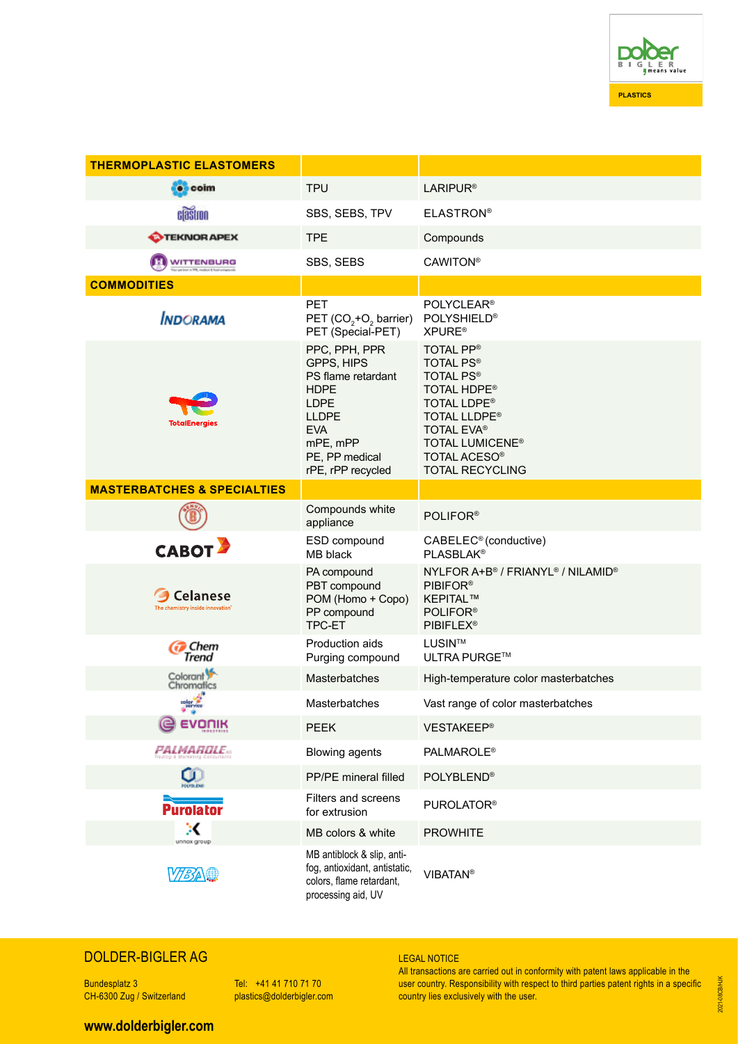| THERMOPLASTIC ELASTOMERS | | |
|---|---|---|
| coim | TPU | LARIPUR® |
| elastron | SBS, SEBS, TPV | ELASTRON® |
| TEKNOR APEX | TPE | Compounds |
| WITTENBURG | SBS, SEBS | CAWITON® |
| **COMMODITIES** | | |
| INDORAMA | PET<br>PET ($CO_2$+$O_2$ barrier)<br>PET (Special-PET) | POLYCLEAR®<br>POLYSHIELD®<br>XPURE® |
| TotalEnergies | PPC, PPH, PPR<br>GPPS, HIPS<br>PS flame retardant<br>HDPE<br>LDPE<br>LLDPE<br>EVA<br>mPE, mPP<br>PE, PP medical<br>rPE, rPP recycled | TOTAL PP®<br>TOTAL PS®<br>TOTAL PS®<br>TOTAL HDPE®<br>TOTAL LDPE®<br>TOTAL LLDPE®<br>TOTAL EVA®<br>TOTAL LUMICENE®<br>TOTAL ACESO®<br>TOTAL RECYCLING |
| **MASTERBATCHES & SPECIALTIES** | | |
| BENVIC | Compounds white appliance | POLIFOR® |
| CABOT | ESD compound<br>MB black | CABELEC® (conductive)<br>PLASBLAK® |
| Celanese | PA compound<br>PBT compound<br>POM (Homo + Copo)<br>PP compound<br>TPC-ET | NYLFOR A+B® / FRIANYL® / NILAMID®<br>PIBIFOR®<br>KEPITAL™<br>POLIFOR®<br>PIBIFLEX® |
| Chem Trend | Production aids<br>Purging compound | LUSIN™<br>ULTRA PURGE™ |
| Colorant Chromatics | Masterbatches | High-temperature color masterbatches |
| color service | Masterbatches | Vast range of color masterbatches |
| EVONIK | PEEK | VESTAKEEP® |
| PALMAROLE | Blowing agents | PALMAROLE® |
| POLYBLEND | PP/PE mineral filled | POLYBLEND® |
| Purolator | Filters and screens for extrusion | PUROLATOR® |
| unnox group | MB colors & white | PROWHITE |
| VIBA | MB antiblock & slip, anti-fog, antioxidant, antistatic, colors, flame retardant, processing aid, UV | VIBATAN® |

## DOLDER-BIGLER AG

Bundesplatz 3
CH-6300 Zug / Switzerland

Tel: +41 41 710 71 70
plastics@dolderbigler.com

**www.dolderbigler.com**

LEGAL NOTICE
All transactions are carried out in conformity with patent laws applicable in the user country. Responsibility with respect to third parties patent rights in a specific country lies exclusively with the user.